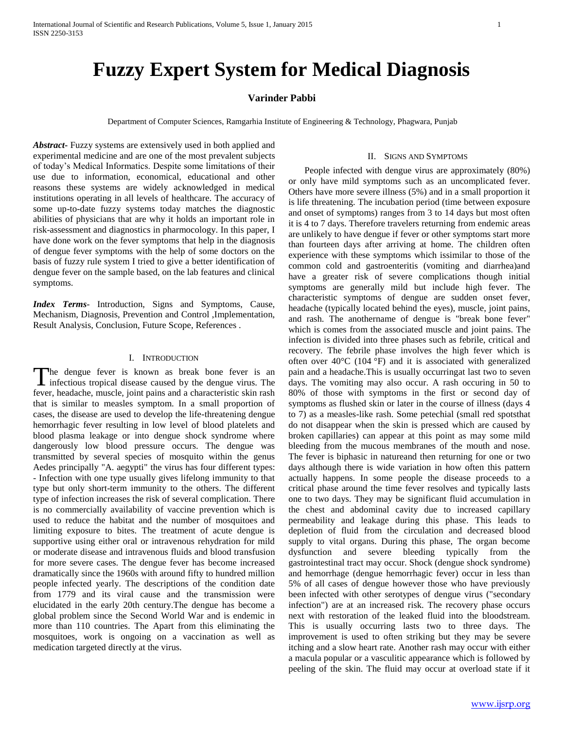# Fuzzy Expert System for Medical Diagnosis

**Varinder Pabbi**

Department of Computer Sciences, Ramgarhia Institute of Engineering & Technology, Phagwara, Punjab

***Abstract***- Fuzzy systems are extensively used in both applied and experimental medicine and are one of the most prevalent subjects of today's Medical Informatics. Despite some limitations of their use due to information, economical, educational and other reasons these systems are widely acknowledged in medical institutions operating in all levels of healthcare. The accuracy of some up-to-date fuzzy systems today matches the diagnostic abilities of physicians that are why it holds an important role in risk-assessment and diagnostics in pharmocology. In this paper, I have done work on the fever symptoms that help in the diagnosis of dengue fever symptoms with the help of some doctors on the basis of fuzzy rule system I tried to give a better identification of dengue fever on the sample based, on the lab features and clinical symptoms.

***Index Terms***- Introduction, Signs and Symptoms, Cause, Mechanism, Diagnosis, Prevention and Control ,Implementation, Result Analysis, Conclusion, Future Scope, References .

## I. Introduction

The dengue fever is known as break bone fever is an infectious tropical disease caused by the dengue virus. The fever, headache, muscle, joint pains and a characteristic skin rash that is similar to measles symptom. In a small proportion of cases, the disease are used to develop the life-threatening dengue hemorrhagic fever resulting in low level of blood platelets and blood plasma leakage or into dengue shock syndrome where dangerously low blood pressure occurs. The dengue was transmitted by several species of mosquito within the genus Aedes principally "A. aegypti" the virus has four different types: - Infection with one type usually gives lifelong immunity to that type but only short-term immunity to the others. The different type of infection increases the risk of several complication. There is no commercially availability of vaccine prevention which is used to reduce the habitat and the number of mosquitoes and limiting exposure to bites. The treatment of acute dengue is supportive using either oral or intravenous rehydration for mild or moderate disease and intravenous fluids and blood transfusion for more severe cases. The dengue fever has become increased dramatically since the 1960s with around fifty to hundred million people infected yearly. The descriptions of the condition date from 1779 and its viral cause and the transmission were elucidated in the early 20th century.The dengue has become a global problem since the Second World War and is endemic in more than 110 countries. The Apart from this eliminating the mosquitoes, work is ongoing on a vaccination as well as medication targeted directly at the virus.

## II. Signs and Symptoms

People infected with dengue virus are approximately (80%) or only have mild symptoms such as an uncomplicated fever. Others have more severe illness (5%) and in a small proportion it is life threatening. The incubation period (time between exposure and onset of symptoms) ranges from 3 to 14 days but most often it is 4 to 7 days. Therefore travelers returning from endemic areas are unlikely to have dengue if fever or other symptoms start more than fourteen days after arriving at home. The children often experience with these symptoms which issimilar to those of the common cold and gastroenteritis (vomiting and diarrhea)and have a greater risk of severe complications though initial symptoms are generally mild but include high fever. The characteristic symptoms of dengue are sudden onset fever, headache (typically located behind the eyes), muscle, joint pains, and rash. The anothername of dengue is "break bone fever" which is comes from the associated muscle and joint pains. The infection is divided into three phases such as febrile, critical and recovery. The febrile phase involves the high fever which is often over 40°C (104 °F) and it is associated with generalized pain and a headache.This is usually occurringat last two to seven days. The vomiting may also occur. A rash occuring in 50 to 80% of those with symptoms in the first or second day of symptoms as flushed skin or later in the course of illness (days 4 to 7) as a measles-like rash. Some petechial (small red spotsthat do not disappear when the skin is pressed which are caused by broken capillaries) can appear at this point as may some mild bleeding from the mucous membranes of the mouth and nose. The fever is biphasic in natureand then returning for one or two days although there is wide variation in how often this pattern actually happens. In some people the disease proceeds to a critical phase around the time fever resolves and typically lasts one to two days. They may be significant fluid accumulation in the chest and abdominal cavity due to increased capillary permeability and leakage during this phase. This leads to depletion of fluid from the circulation and decreased blood supply to vital organs. During this phase, The organ become dysfunction and severe bleeding typically from the gastrointestinal tract may occur. Shock (dengue shock syndrome) and hemorrhage (dengue hemorrhagic fever) occur in less than 5% of all cases of dengue however those who have previously been infected with other serotypes of dengue virus ("secondary infection") are at an increased risk. The recovery phase occurs next with restoration of the leaked fluid into the bloodstream. This is usually occurring lasts two to three days. The improvement is used to often striking but they may be severe itching and a slow heart rate. Another rash may occur with either a macula popular or a vasculitic appearance which is followed by peeling of the skin. The fluid may occur at overload state if it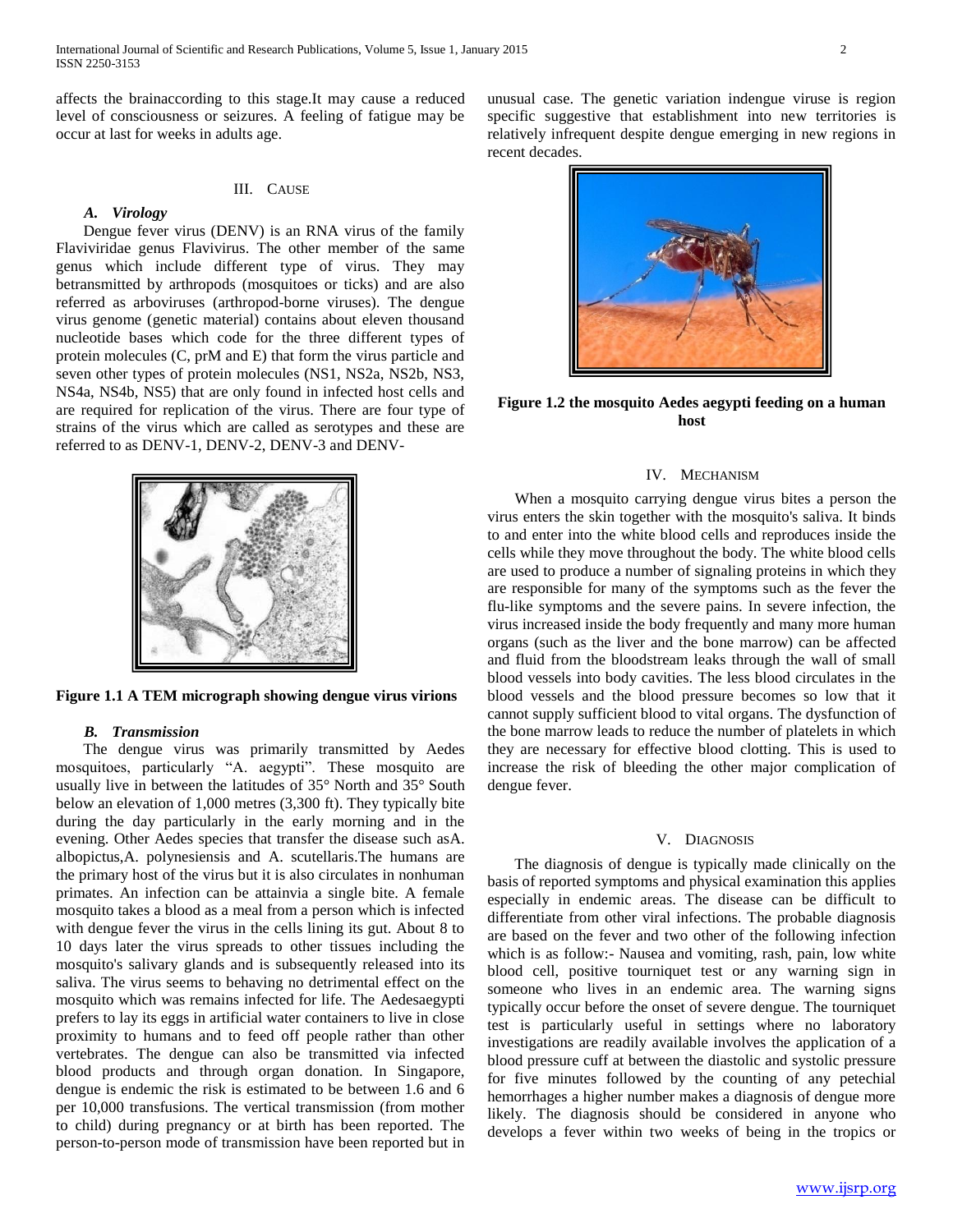affects the brainaccording to this stage.It may cause a reduced level of consciousness or seizures. A feeling of fatigue may be occur at last for weeks in adults age.

## III. Cause

### *A. Virology*

Dengue fever virus (DENV) is an RNA virus of the family Flaviviridae genus Flavivirus. The other member of the same genus which include different type of virus. They may betransmitted by arthropods (mosquitoes or ticks) and are also referred as arboviruses (arthropod-borne viruses). The dengue virus genome (genetic material) contains about eleven thousand nucleotide bases which code for the three different types of protein molecules (C, prM and E) that form the virus particle and seven other types of protein molecules (NS1, NS2a, NS2b, NS3, NS4a, NS4b, NS5) that are only found in infected host cells and are required for replication of the virus. There are four type of strains of the virus which are called as serotypes and these are referred to as DENV-1, DENV-2, DENV-3 and DENV-

**Figure 1.1 A TEM micrograph showing dengue virus virions**

### *B. Transmission*

The dengue virus was primarily transmitted by Aedes mosquitoes, particularly "A. aegypti". These mosquito are usually live in between the latitudes of 35° North and 35° South below an elevation of 1,000 metres (3,300 ft). They typically bite during the day particularly in the early morning and in the evening. Other Aedes species that transfer the disease such asA. albopictus,A. polynesiensis and A. scutellaris.The humans are the primary host of the virus but it is also circulates in nonhuman primates. An infection can be attainvia a single bite. A female mosquito takes a blood as a meal from a person which is infected with dengue fever the virus in the cells lining its gut. About 8 to 10 days later the virus spreads to other tissues including the mosquito's salivary glands and is subsequently released into its saliva. The virus seems to behaving no detrimental effect on the mosquito which was remains infected for life. The Aedesaegypti prefers to lay its eggs in artificial water containers to live in close proximity to humans and to feed off people rather than other vertebrates. The dengue can also be transmitted via infected blood products and through organ donation. In Singapore, dengue is endemic the risk is estimated to be between 1.6 and 6 per 10,000 transfusions. The vertical transmission (from mother to child) during pregnancy or at birth has been reported. The person-to-person mode of transmission have been reported but in unusual case. The genetic variation indengue viruse is region specific suggestive that establishment into new territories is relatively infrequent despite dengue emerging in new regions in recent decades.

**Figure 1.2 the mosquito Aedes aegypti feeding on a human host**

## IV. Mechanism

When a mosquito carrying dengue virus bites a person the virus enters the skin together with the mosquito's saliva. It binds to and enter into the white blood cells and reproduces inside the cells while they move throughout the body. The white blood cells are used to produce a number of signaling proteins in which they are responsible for many of the symptoms such as the fever the flu-like symptoms and the severe pains. In severe infection, the virus increased inside the body frequently and many more human organs (such as the liver and the bone marrow) can be affected and fluid from the bloodstream leaks through the wall of small blood vessels into body cavities. The less blood circulates in the blood vessels and the blood pressure becomes so low that it cannot supply sufficient blood to vital organs. The dysfunction of the bone marrow leads to reduce the number of platelets in which they are necessary for effective blood clotting. This is used to increase the risk of bleeding the other major complication of dengue fever.

## V. Diagnosis

The diagnosis of dengue is typically made clinically on the basis of reported symptoms and physical examination this applies especially in endemic areas. The disease can be difficult to differentiate from other viral infections. The probable diagnosis are based on the fever and two other of the following infection which is as follow:- Nausea and vomiting, rash, pain, low white blood cell, positive tourniquet test or any warning sign in someone who lives in an endemic area. The warning signs typically occur before the onset of severe dengue. The tourniquet test is particularly useful in settings where no laboratory investigations are readily available involves the application of a blood pressure cuff at between the diastolic and systolic pressure for five minutes followed by the counting of any petechial hemorrhages a higher number makes a diagnosis of dengue more likely. The diagnosis should be considered in anyone who develops a fever within two weeks of being in the tropics or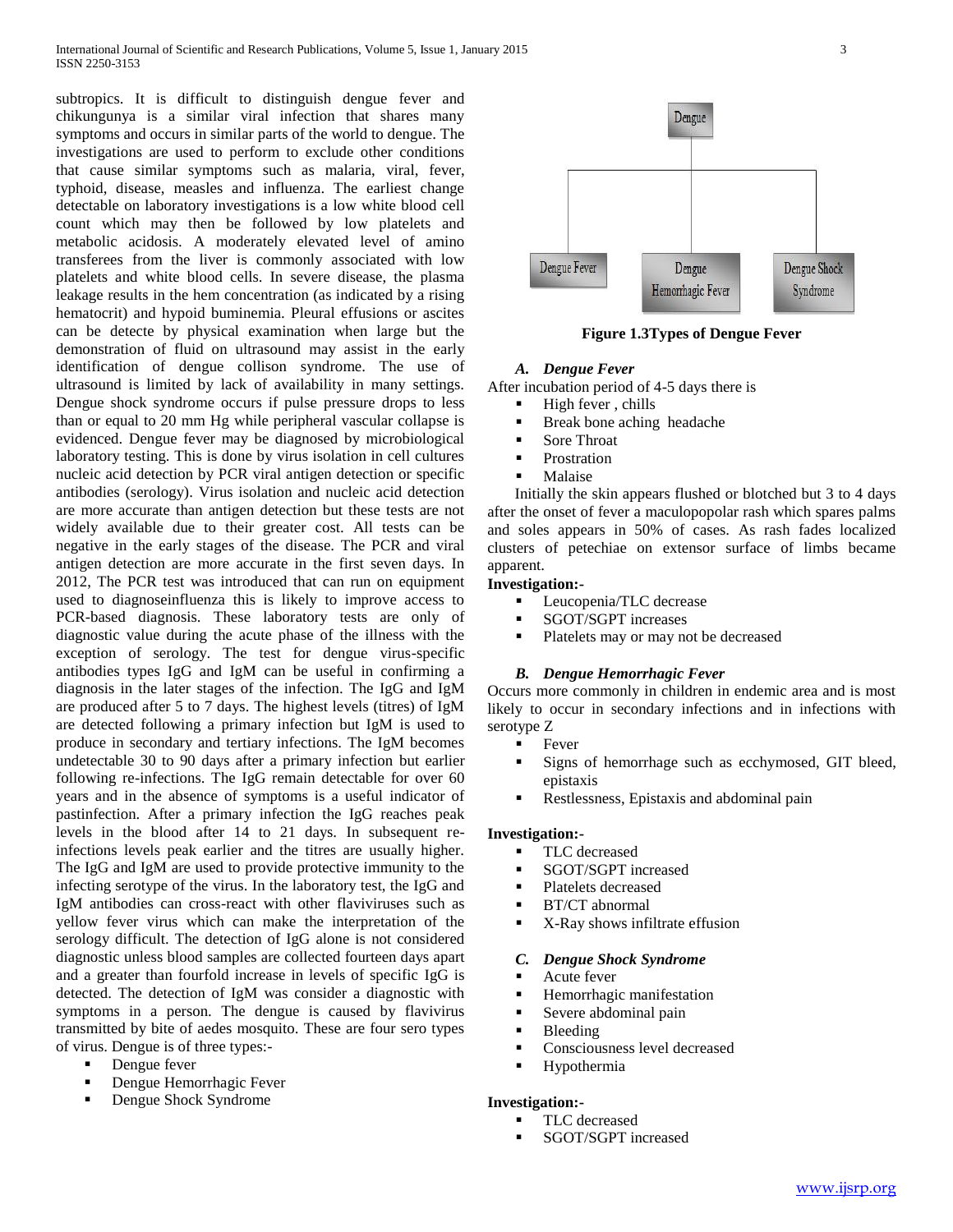subtropics. It is difficult to distinguish dengue fever and chikungunya is a similar viral infection that shares many symptoms and occurs in similar parts of the world to dengue. The investigations are used to perform to exclude other conditions that cause similar symptoms such as malaria, viral, fever, typhoid, disease, measles and influenza. The earliest change detectable on laboratory investigations is a low white blood cell count which may then be followed by low platelets and metabolic acidosis. A moderately elevated level of amino transferees from the liver is commonly associated with low platelets and white blood cells. In severe disease, the plasma leakage results in the hem concentration (as indicated by a rising hematocrit) and hypoid buminemia. Pleural effusions or ascites can be detecte by physical examination when large but the demonstration of fluid on ultrasound may assist in the early identification of dengue collison syndrome. The use of ultrasound is limited by lack of availability in many settings. Dengue shock syndrome occurs if pulse pressure drops to less than or equal to 20 mm Hg while peripheral vascular collapse is evidenced. Dengue fever may be diagnosed by microbiological laboratory testing. This is done by virus isolation in cell cultures nucleic acid detection by PCR viral antigen detection or specific antibodies (serology). Virus isolation and nucleic acid detection are more accurate than antigen detection but these tests are not widely available due to their greater cost. All tests can be negative in the early stages of the disease. The PCR and viral antigen detection are more accurate in the first seven days. In 2012, The PCR test was introduced that can run on equipment used to diagnoseinfluenza this is likely to improve access to PCR-based diagnosis. These laboratory tests are only of diagnostic value during the acute phase of the illness with the exception of serology. The test for dengue virus-specific antibodies types IgG and IgM can be useful in confirming a diagnosis in the later stages of the infection. The IgG and IgM are produced after 5 to 7 days. The highest levels (titres) of IgM are detected following a primary infection but IgM is used to produce in secondary and tertiary infections. The IgM becomes undetectable 30 to 90 days after a primary infection but earlier following re-infections. The IgG remain detectable for over 60 years and in the absence of symptoms is a useful indicator of pastinfection. After a primary infection the IgG reaches peak levels in the blood after 14 to 21 days. In subsequent re-infections levels peak earlier and the titres are usually higher. The IgG and IgM are used to provide protective immunity to the infecting serotype of the virus. In the laboratory test, the IgG and IgM antibodies can cross-react with other flaviviruses such as yellow fever virus which can make the interpretation of the serology difficult. The detection of IgG alone is not considered diagnostic unless blood samples are collected fourteen days apart and a greater than fourfold increase in levels of specific IgG is detected. The detection of IgM was consider a diagnostic with symptoms in a person. The dengue is caused by flavivirus transmitted by bite of aedes mosquito. These are four sero types of virus. Dengue is of three types:-

- Dengue fever
- Dengue Hemorrhagic Fever
- Dengue Shock Syndrome

Dengue → Dengue Fever | Dengue Hemorrhagic Fever | Dengue Shock Syndrome

**Figure 1.3Types of Dengue Fever**

### *A. Dengue Fever*

After incubation period of 4-5 days there is

- High fever , chills
- Break bone aching headache
- Sore Throat
- Prostration
- Malaise

Initially the skin appears flushed or blotched but 3 to 4 days after the onset of fever a maculopopolar rash which spares palms and soles appears in 50% of cases. As rash fades localized clusters of petechiae on extensor surface of limbs became apparent.

**Investigation:-**

- Leucopenia/TLC decrease
- SGOT/SGPT increases
- Platelets may or may not be decreased

### *B. Dengue Hemorrhagic Fever*

Occurs more commonly in children in endemic area and is most likely to occur in secondary infections and in infections with serotype Z

- Fever
- Signs of hemorrhage such as ecchymosed, GIT bleed, epistaxis
- Restlessness, Epistaxis and abdominal pain

**Investigation:-**

- TLC decreased
- SGOT/SGPT increased
- Platelets decreased
- BT/CT abnormal
- X-Ray shows infiltrate effusion

### *C. Dengue Shock Syndrome*

- Acute fever
- Hemorrhagic manifestation
- Severe abdominal pain
- Bleeding
- Consciousness level decreased
- Hypothermia

**Investigation:-**

- TLC decreased
- SGOT/SGPT increased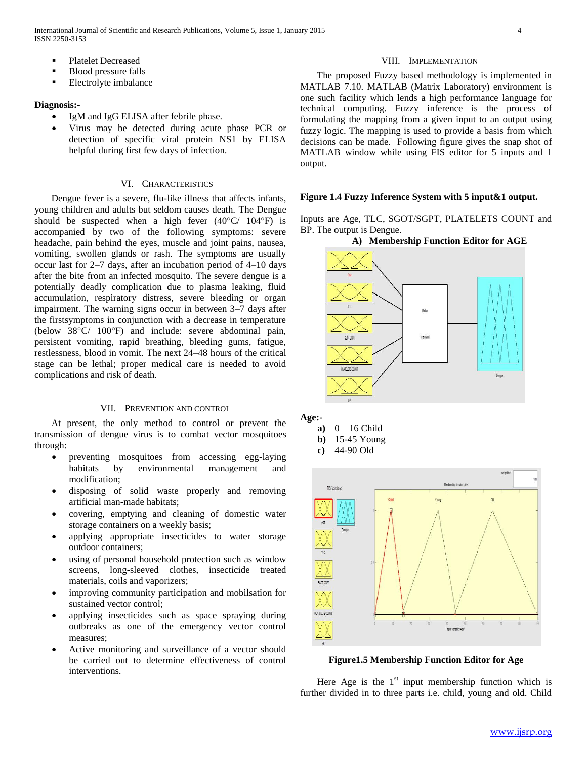- Platelet Decreased
- Blood pressure falls
- Electrolyte imbalance

**Diagnosis:-**

- IgM and IgG ELISA after febrile phase.
- Virus may be detected during acute phase PCR or detection of specific viral protein NS1 by ELISA helpful during first few days of infection.

## VI. Characteristics

Dengue fever is a severe, flu-like illness that affects infants, young children and adults but seldom causes death. The Dengue should be suspected when a high fever (40°C/ 104°F) is accompanied by two of the following symptoms: severe headache, pain behind the eyes, muscle and joint pains, nausea, vomiting, swollen glands or rash. The symptoms are usually occur last for 2–7 days, after an incubation period of 4–10 days after the bite from an infected mosquito. The severe dengue is a potentially deadly complication due to plasma leaking, fluid accumulation, respiratory distress, severe bleeding or organ impairment. The warning signs occur in between 3–7 days after the firstsymptoms in conjunction with a decrease in temperature (below 38°C/ 100°F) and include: severe abdominal pain, persistent vomiting, rapid breathing, bleeding gums, fatigue, restlessness, blood in vomit. The next 24–48 hours of the critical stage can be lethal; proper medical care is needed to avoid complications and risk of death.

## VII. Prevention and Control

At present, the only method to control or prevent the transmission of dengue virus is to combat vector mosquitoes through:

- preventing mosquitoes from accessing egg-laying habitats by environmental management and modification;
- disposing of solid waste properly and removing artificial man-made habitats;
- covering, emptying and cleaning of domestic water storage containers on a weekly basis;
- applying appropriate insecticides to water storage outdoor containers;
- using of personal household protection such as window screens, long-sleeved clothes, insecticide treated materials, coils and vaporizers;
- improving community participation and mobilsation for sustained vector control;
- applying insecticides such as space spraying during outbreaks as one of the emergency vector control measures;
- Active monitoring and surveillance of a vector should be carried out to determine effectiveness of control interventions.

## VIII. Implementation

The proposed Fuzzy based methodology is implemented in MATLAB 7.10. MATLAB (Matrix Laboratory) environment is one such facility which lends a high performance language for technical computing. Fuzzy inference is the process of formulating the mapping from a given input to an output using fuzzy logic. The mapping is used to provide a basis from which decisions can be made. Following figure gives the snap shot of MATLAB window while using FIS editor for 5 inputs and 1 output.

**Figure 1.4 Fuzzy Inference System with 5 input&1 output.**

Inputs are Age, TLC, SGOT/SGPT, PLATELETS COUNT and BP. The output is Dengue.

**A) Membership Function Editor for AGE**

**Age:-**

- **a)** 0 – 16 Child
- **b)** 15-45 Young
- **c)** 44-90 Old

**Figure1.5 Membership Function Editor for Age**

Here Age is the 1st input membership function which is further divided in to three parts i.e. child, young and old. Child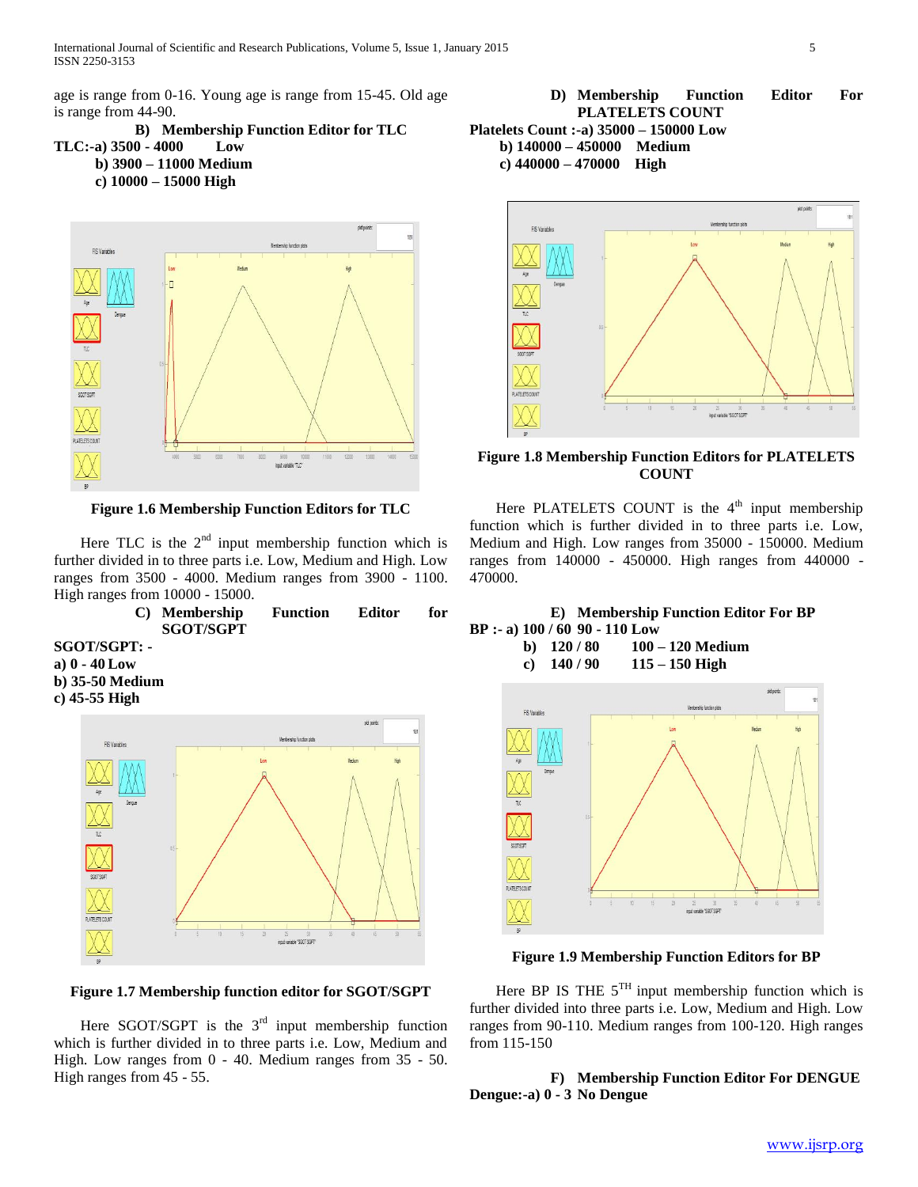age is range from 0-16. Young age is range from 15-45. Old age is range from 44-90.

### B) Membership Function Editor for TLC

**TLC:-a) 3500 - 4000 Low**

**b) 3900 – 11000 Medium**

**c) 10000 – 15000 High**

**Figure 1.6 Membership Function Editors for TLC**

Here TLC is the 2nd input membership function which is further divided in to three parts i.e. Low, Medium and High. Low ranges from 3500 - 4000. Medium ranges from 3900 - 1100. High ranges from 10000 - 15000.

### C) Membership Function Editor for SGOT/SGPT

**SGOT/SGPT: -**

**a) 0 - 40 Low**

**b) 35-50 Medium**

**c) 45-55 High**

**Figure 1.7 Membership function editor for SGOT/SGPT**

Here SGOT/SGPT is the 3rd input membership function which is further divided in to three parts i.e. Low, Medium and High. Low ranges from 0 - 40. Medium ranges from 35 - 50. High ranges from 45 - 55.

### D) Membership Function Editor For PLATELETS COUNT

**Platelets Count :-a) 35000 – 150000 Low**

**b) 140000 – 450000 Medium**

**c) 440000 – 470000 High**

**Figure 1.8 Membership Function Editors for PLATELETS COUNT**

Here PLATELETS COUNT is the 4th input membership function which is further divided in to three parts i.e. Low, Medium and High. Low ranges from 35000 - 150000. Medium ranges from 140000 - 450000. High ranges from 440000 - 470000.

### E) Membership Function Editor For BP

**BP :- a) 100 / 60 90 - 110 Low**

**b) 120 / 80 100 – 120 Medium**

**c) 140 / 90 115 – 150 High**

**Figure 1.9 Membership Function Editors for BP**

Here BP IS THE 5TH input membership function which is further divided into three parts i.e. Low, Medium and High. Low ranges from 90-110. Medium ranges from 100-120. High ranges from 115-150

### F) Membership Function Editor For DENGUE

**Dengue:-a) 0 - 3 No Dengue**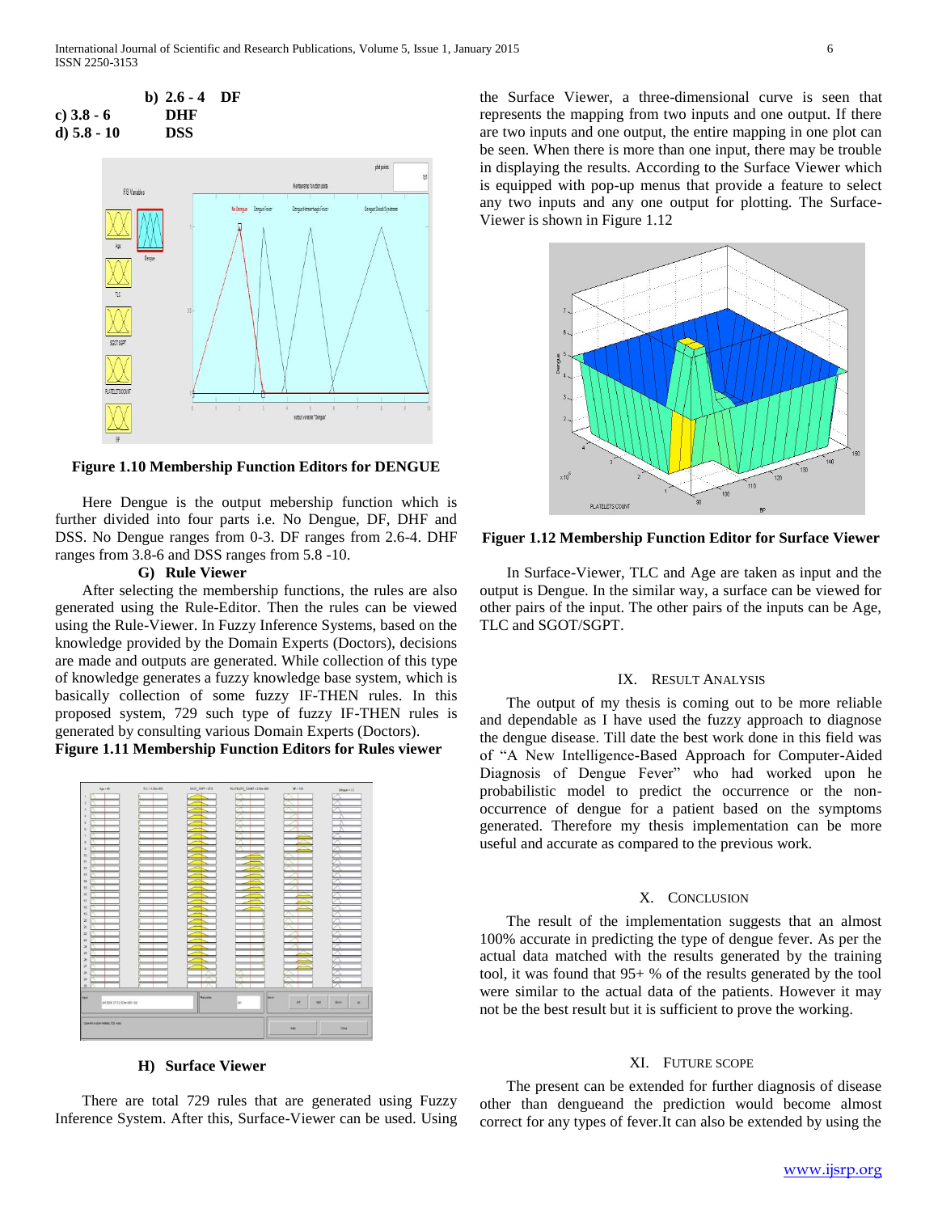b) 2.6 - 4 DF
c) 3.8 - 6 DHF
d) 5.8 - 10 DSS

**Figure 1.10 Membership Function Editors for DENGUE**

Here Dengue is the output mebership function which is further divided into four parts i.e. No Dengue, DF, DHF and DSS. No Dengue ranges from 0-3. DF ranges from 2.6-4. DHF ranges from 3.8-6 and DSS ranges from 5.8 -10.

### G) Rule Viewer

After selecting the membership functions, the rules are also generated using the Rule-Editor. Then the rules can be viewed using the Rule-Viewer. In Fuzzy Inference Systems, based on the knowledge provided by the Domain Experts (Doctors), decisions are made and outputs are generated. While collection of this type of knowledge generates a fuzzy knowledge base system, which is basically collection of some fuzzy IF-THEN rules. In this proposed system, 729 such type of fuzzy IF-THEN rules is generated by consulting various Domain Experts (Doctors).

**Figure 1.11 Membership Function Editors for Rules viewer**

### H) Surface Viewer

There are total 729 rules that are generated using Fuzzy Inference System. After this, Surface-Viewer can be used. Using the Surface Viewer, a three-dimensional curve is seen that represents the mapping from two inputs and one output. If there are two inputs and one output, the entire mapping in one plot can be seen. When there is more than one input, there may be trouble in displaying the results. According to the Surface Viewer which is equipped with pop-up menus that provide a feature to select any two inputs and any one output for plotting. The Surface-Viewer is shown in Figure 1.12

**Figuer 1.12 Membership Function Editor for Surface Viewer**

In Surface-Viewer, TLC and Age are taken as input and the output is Dengue. In the similar way, a surface can be viewed for other pairs of the input. The other pairs of the inputs can be Age, TLC and SGOT/SGPT.

## IX. Result Analysis

The output of my thesis is coming out to be more reliable and dependable as I have used the fuzzy approach to diagnose the dengue disease. Till date the best work done in this field was of "A New Intelligence-Based Approach for Computer-Aided Diagnosis of Dengue Fever" who had worked upon he probabilistic model to predict the occurrence or the non-occurrence of dengue for a patient based on the symptoms generated. Therefore my thesis implementation can be more useful and accurate as compared to the previous work.

## X. Conclusion

The result of the implementation suggests that an almost 100% accurate in predicting the type of dengue fever. As per the actual data matched with the results generated by the training tool, it was found that 95+ % of the results generated by the tool were similar to the actual data of the patients. However it may not be the best result but it is sufficient to prove the working.

## XI. Future Scope

The present can be extended for further diagnosis of disease other than dengueand the prediction would become almost correct for any types of fever.It can also be extended by using the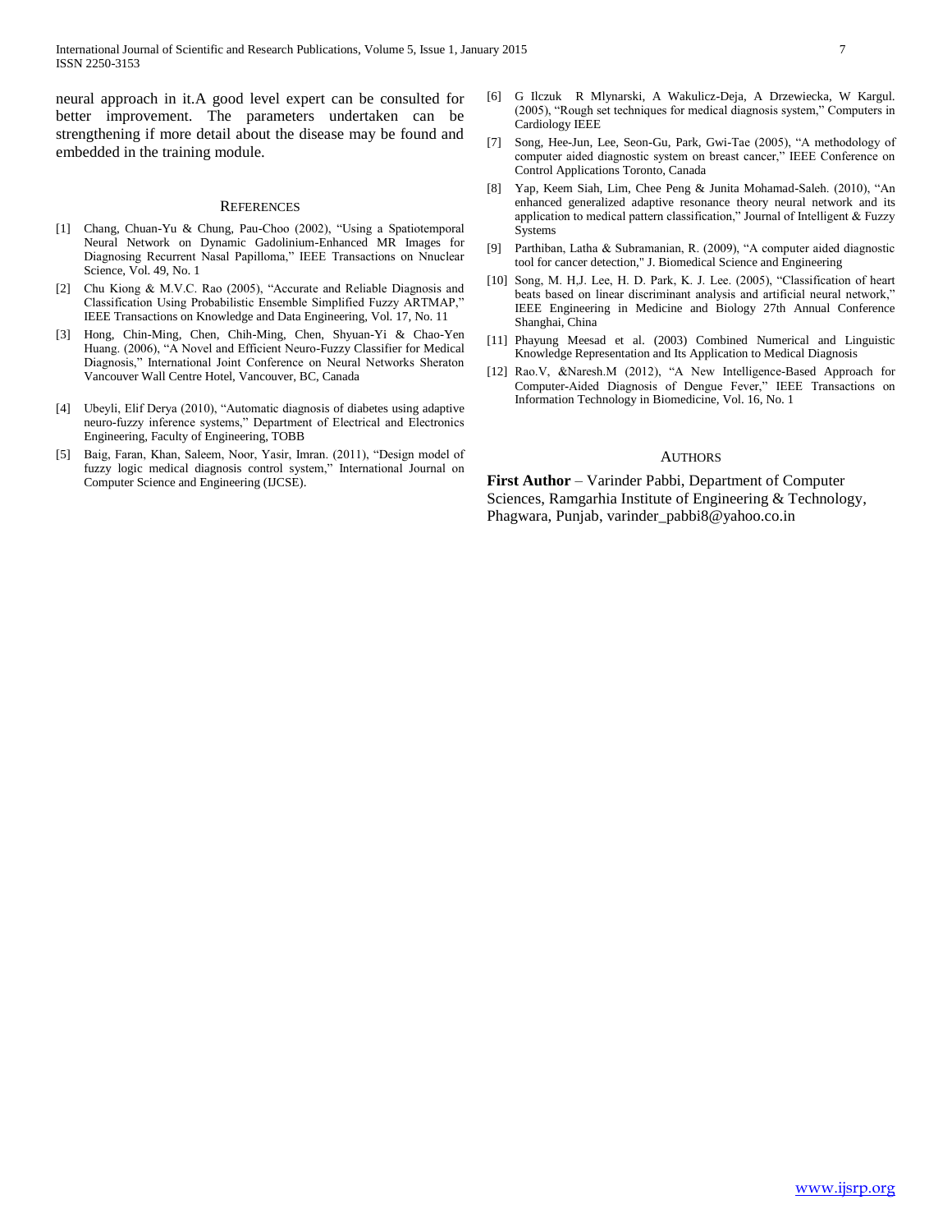neural approach in it.A good level expert can be consulted for better improvement. The parameters undertaken can be strengthening if more detail about the disease may be found and embedded in the training module.

## REFERENCES

[1] Chang, Chuan-Yu & Chung, Pau-Choo (2002), "Using a Spatiotemporal Neural Network on Dynamic Gadolinium-Enhanced MR Images for Diagnosing Recurrent Nasal Papilloma," IEEE Transactions on Nnuclear Science, Vol. 49, No. 1

[2] Chu Kiong & M.V.C. Rao (2005), "Accurate and Reliable Diagnosis and Classification Using Probabilistic Ensemble Simplified Fuzzy ARTMAP," IEEE Transactions on Knowledge and Data Engineering, Vol. 17, No. 11

[3] Hong, Chin-Ming, Chen, Chih-Ming, Chen, Shyuan-Yi & Chao-Yen Huang. (2006), "A Novel and Efficient Neuro-Fuzzy Classifier for Medical Diagnosis," International Joint Conference on Neural Networks Sheraton Vancouver Wall Centre Hotel, Vancouver, BC, Canada

[4] Ubeyli, Elif Derya (2010), "Automatic diagnosis of diabetes using adaptive neuro-fuzzy inference systems," Department of Electrical and Electronics Engineering, Faculty of Engineering, TOBB

[5] Baig, Faran, Khan, Saleem, Noor, Yasir, Imran. (2011), "Design model of fuzzy logic medical diagnosis control system," International Journal on Computer Science and Engineering (IJCSE).

[6] G Ilczuk R Mlynarski, A Wakulicz-Deja, A Drzewiecka, W Kargul. (2005), "Rough set techniques for medical diagnosis system," Computers in Cardiology IEEE

[7] Song, Hee-Jun, Lee, Seon-Gu, Park, Gwi-Tae (2005), "A methodology of computer aided diagnostic system on breast cancer," IEEE Conference on Control Applications Toronto, Canada

[8] Yap, Keem Siah, Lim, Chee Peng & Junita Mohamad-Saleh. (2010), "An enhanced generalized adaptive resonance theory neural network and its application to medical pattern classification," Journal of Intelligent & Fuzzy Systems

[9] Parthiban, Latha & Subramanian, R. (2009), "A computer aided diagnostic tool for cancer detection," J. Biomedical Science and Engineering

[10] Song, M. H,J. Lee, H. D. Park, K. J. Lee. (2005), "Classification of heart beats based on linear discriminant analysis and artificial neural network," IEEE Engineering in Medicine and Biology 27th Annual Conference Shanghai, China

[11] Phayung Meesad et al. (2003) Combined Numerical and Linguistic Knowledge Representation and Its Application to Medical Diagnosis

[12] Rao.V, &Naresh.M (2012), "A New Intelligence-Based Approach for Computer-Aided Diagnosis of Dengue Fever," IEEE Transactions on Information Technology in Biomedicine, Vol. 16, No. 1

## AUTHORS

**First Author** – Varinder Pabbi, Department of Computer Sciences, Ramgarhia Institute of Engineering & Technology, Phagwara, Punjab, varinder_pabbi8@yahoo.co.in